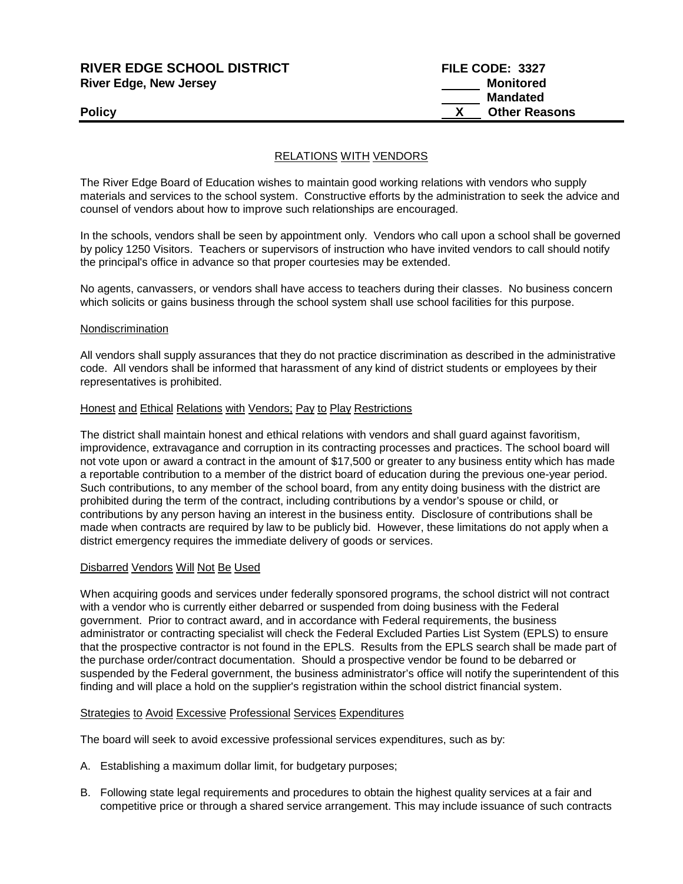**RIVER EDGE SCHOOL DISTRICT**
**River Edge, New Jersey**

**FILE CODE: 3327**
_____ **Monitored**
_____ **Mandated**
__X__ **Other Reasons**

**Policy**

## RELATIONS WITH VENDORS

The River Edge Board of Education wishes to maintain good working relations with vendors who supply materials and services to the school system. Constructive efforts by the administration to seek the advice and counsel of vendors about how to improve such relationships are encouraged.

In the schools, vendors shall be seen by appointment only. Vendors who call upon a school shall be governed by policy 1250 Visitors. Teachers or supervisors of instruction who have invited vendors to call should notify the principal's office in advance so that proper courtesies may be extended.

No agents, canvassers, or vendors shall have access to teachers during their classes. No business concern which solicits or gains business through the school system shall use school facilities for this purpose.

### Nondiscrimination

All vendors shall supply assurances that they do not practice discrimination as described in the administrative code. All vendors shall be informed that harassment of any kind of district students or employees by their representatives is prohibited.

### Honest and Ethical Relations with Vendors; Pay to Play Restrictions

The district shall maintain honest and ethical relations with vendors and shall guard against favoritism, improvidence, extravagance and corruption in its contracting processes and practices. The school board will not vote upon or award a contract in the amount of $17,500 or greater to any business entity which has made a reportable contribution to a member of the district board of education during the previous one-year period. Such contributions, to any member of the school board, from any entity doing business with the district are prohibited during the term of the contract, including contributions by a vendor's spouse or child, or contributions by any person having an interest in the business entity. Disclosure of contributions shall be made when contracts are required by law to be publicly bid. However, these limitations do not apply when a district emergency requires the immediate delivery of goods or services.

### Disbarred Vendors Will Not Be Used

When acquiring goods and services under federally sponsored programs, the school district will not contract with a vendor who is currently either debarred or suspended from doing business with the Federal government. Prior to contract award, and in accordance with Federal requirements, the business administrator or contracting specialist will check the Federal Excluded Parties List System (EPLS) to ensure that the prospective contractor is not found in the EPLS. Results from the EPLS search shall be made part of the purchase order/contract documentation. Should a prospective vendor be found to be debarred or suspended by the Federal government, the business administrator's office will notify the superintendent of this finding and will place a hold on the supplier's registration within the school district financial system.

### Strategies to Avoid Excessive Professional Services Expenditures

The board will seek to avoid excessive professional services expenditures, such as by:

A. Establishing a maximum dollar limit, for budgetary purposes;

B. Following state legal requirements and procedures to obtain the highest quality services at a fair and competitive price or through a shared service arrangement. This may include issuance of such contracts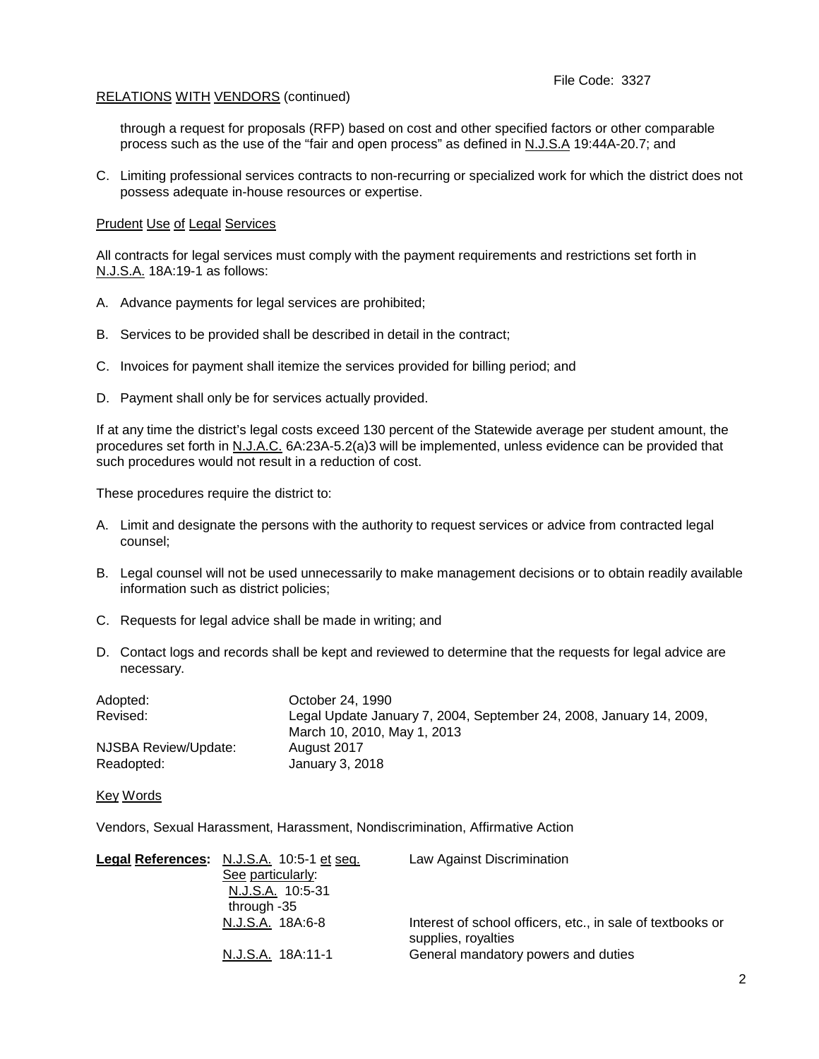RELATIONS WITH VENDORS (continued)

through a request for proposals (RFP) based on cost and other specified factors or other comparable process such as the use of the "fair and open process" as defined in N.J.S.A 19:44A-20.7; and

C. Limiting professional services contracts to non-recurring or specialized work for which the district does not possess adequate in-house resources or expertise.

Prudent Use of Legal Services

All contracts for legal services must comply with the payment requirements and restrictions set forth in N.J.S.A. 18A:19-1 as follows:

A. Advance payments for legal services are prohibited;

B. Services to be provided shall be described in detail in the contract;

C. Invoices for payment shall itemize the services provided for billing period; and

D. Payment shall only be for services actually provided.

If at any time the district's legal costs exceed 130 percent of the Statewide average per student amount, the procedures set forth in N.J.A.C. 6A:23A-5.2(a)3 will be implemented, unless evidence can be provided that such procedures would not result in a reduction of cost.

These procedures require the district to:

A. Limit and designate the persons with the authority to request services or advice from contracted legal counsel;

B. Legal counsel will not be used unnecessarily to make management decisions or to obtain readily available information such as district policies;

C. Requests for legal advice shall be made in writing; and

D. Contact logs and records shall be kept and reviewed to determine that the requests for legal advice are necessary.

| | |
|---|---|
| Adopted: | October 24, 1990 |
| Revised: | Legal Update January 7, 2004, September 24, 2008, January 14, 2009, March 10, 2010, May 1, 2013 |
| NJSBA Review/Update: | August 2017 |
| Readopted: | January 3, 2018 |

Key Words

Vendors, Sexual Harassment, Harassment, Nondiscrimination, Affirmative Action

| **Legal References:** | | |
|---|---|---|
| | N.J.S.A. 10:5-1 et seq.<br>See particularly:<br>N.J.S.A. 10:5-31 through -35 | Law Against Discrimination |
| | N.J.S.A. 18A:6-8 | Interest of school officers, etc., in sale of textbooks or supplies, royalties |
| | N.J.S.A. 18A:11-1 | General mandatory powers and duties |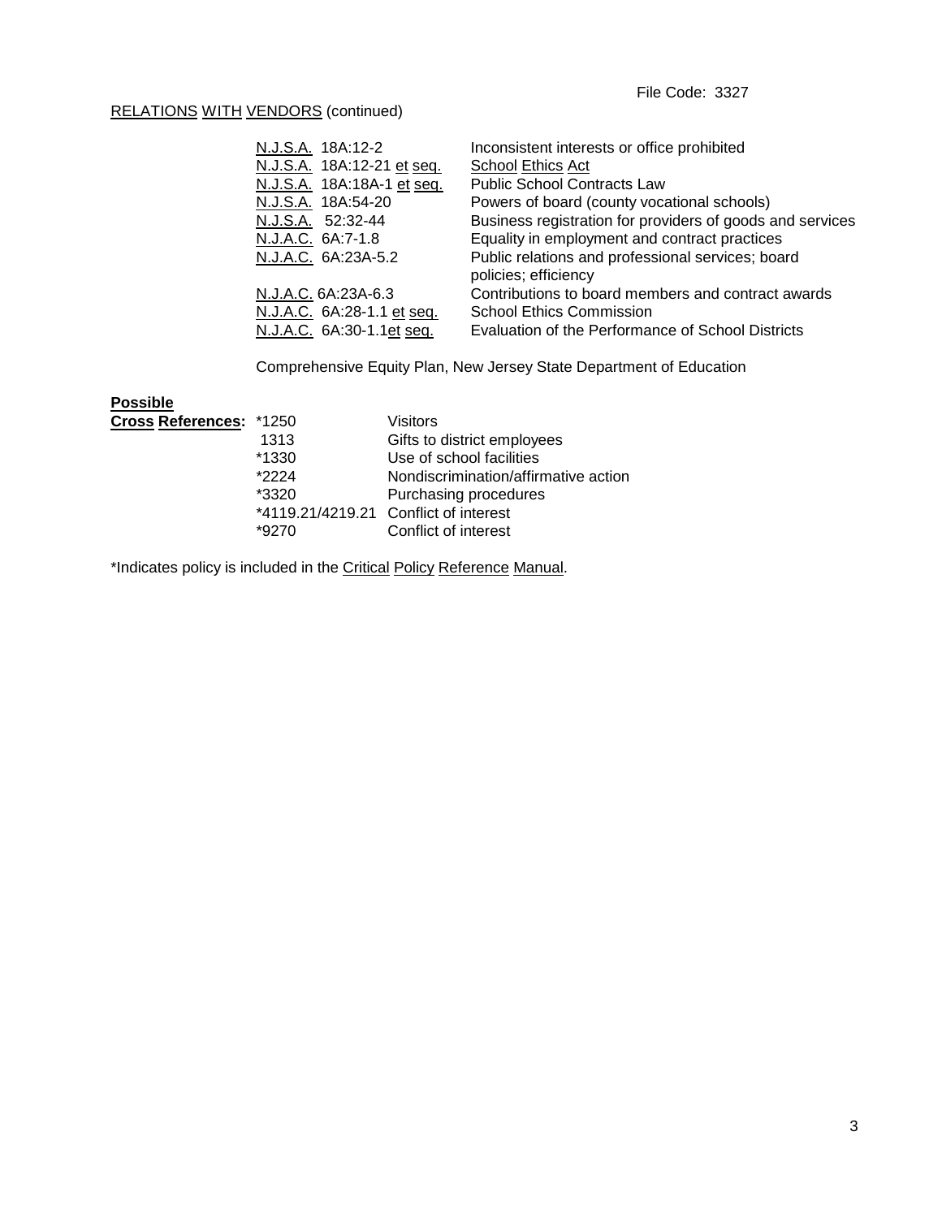File Code: 3327

RELATIONS WITH VENDORS (continued)

| | |
|---|---|
| N.J.S.A. 18A:12-2 | Inconsistent interests or office prohibited |
| N.J.S.A. 18A:12-21 et seq. | School Ethics Act |
| N.J.S.A. 18A:18A-1 et seq. | Public School Contracts Law |
| N.J.S.A. 18A:54-20 | Powers of board (county vocational schools) |
| N.J.S.A. 52:32-44 | Business registration for providers of goods and services |
| N.J.A.C. 6A:7-1.8 | Equality in employment and contract practices |
| N.J.A.C. 6A:23A-5.2 | Public relations and professional services; board policies; efficiency |
| N.J.A.C. 6A:23A-6.3 | Contributions to board members and contract awards |
| N.J.A.C. 6A:28-1.1 et seq. | School Ethics Commission |
| N.J.A.C. 6A:30-1.1et seq. | Evaluation of the Performance of School Districts |

Comprehensive Equity Plan, New Jersey State Department of Education

**Possible**
**Cross References:**

| | |
|---|---|
| *1250 | Visitors |
| 1313 | Gifts to district employees |
| *1330 | Use of school facilities |
| *2224 | Nondiscrimination/affirmative action |
| *3320 | Purchasing procedures |
| *4119.21/4219.21 | Conflict of interest |
| *9270 | Conflict of interest |

*Indicates policy is included in the Critical Policy Reference Manual.